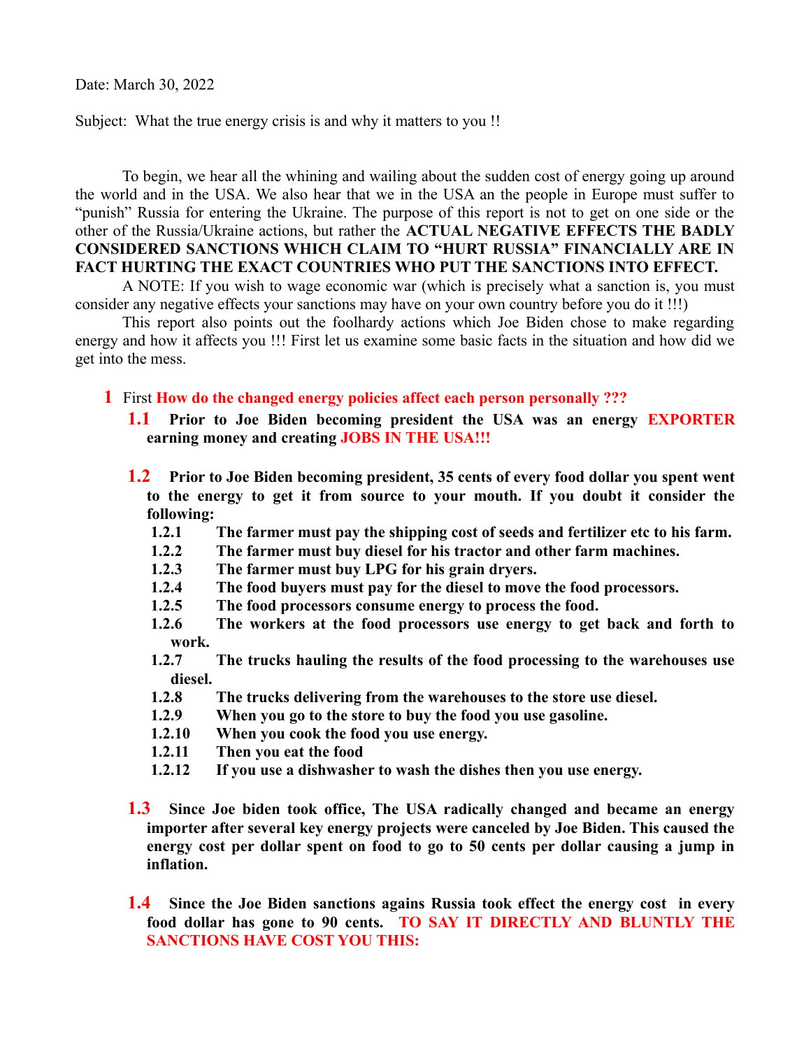Date: March 30, 2022

Subject: What the true energy crisis is and why it matters to you !!

To begin, we hear all the whining and wailing about the sudden cost of energy going up around the world and in the USA. We also hear that we in the USA an the people in Europe must suffer to "punish" Russia for entering the Ukraine. The purpose of this report is not to get on one side or the other of the Russia/Ukraine actions, but rather the **ACTUAL NEGATIVE EFFECTS THE BADLY CONSIDERED SANCTIONS WHICH CLAIM TO "HURT RUSSIA" FINANCIALLY ARE IN FACT HURTING THE EXACT COUNTRIES WHO PUT THE SANCTIONS INTO EFFECT.**

A NOTE: If you wish to wage economic war (which is precisely what a sanction is, you must consider any negative effects your sanctions may have on your own country before you do it !!!)

This report also points out the foolhardy actions which Joe Biden chose to make regarding energy and how it affects you !!! First let us examine some basic facts in the situation and how did we get into the mess.

**1** First **How do the changed energy policies affect each person personally ???**

**1.1 Prior to Joe Biden becoming president the USA was an energy EXPORTER earning money and creating JOBS IN THE USA!!!**

**1.2 Prior to Joe Biden becoming president, 35 cents of every food dollar you spent went to the energy to get it from source to your mouth. If you doubt it consider the following:**

- **1.2.1 The farmer must pay the shipping cost of seeds and fertilizer etc to his farm.**
- **1.2.2 The farmer must buy diesel for his tractor and other farm machines.**
- **1.2.3 The farmer must buy LPG for his grain dryers.**
- **1.2.4 The food buyers must pay for the diesel to move the food processors.**
- **1.2.5 The food processors consume energy to process the food.**
- **1.2.6 The workers at the food processors use energy to get back and forth to work.**
- **1.2.7 The trucks hauling the results of the food processing to the warehouses use diesel.**
- **1.2.8 The trucks delivering from the warehouses to the store use diesel.**
- **1.2.9 When you go to the store to buy the food you use gasoline.**
- **1.2.10 When you cook the food you use energy.**
- **1.2.11 Then you eat the food**
- **1.2.12 If you use a dishwasher to wash the dishes then you use energy.**

**1.3 Since Joe biden took office, The USA radically changed and became an energy importer after several key energy projects were canceled by Joe Biden. This caused the energy cost per dollar spent on food to go to 50 cents per dollar causing a jump in inflation.**

**1.4 Since the Joe Biden sanctions agains Russia took effect the energy cost in every food dollar has gone to 90 cents. TO SAY IT DIRECTLY AND BLUNTLY THE SANCTIONS HAVE COST YOU THIS:**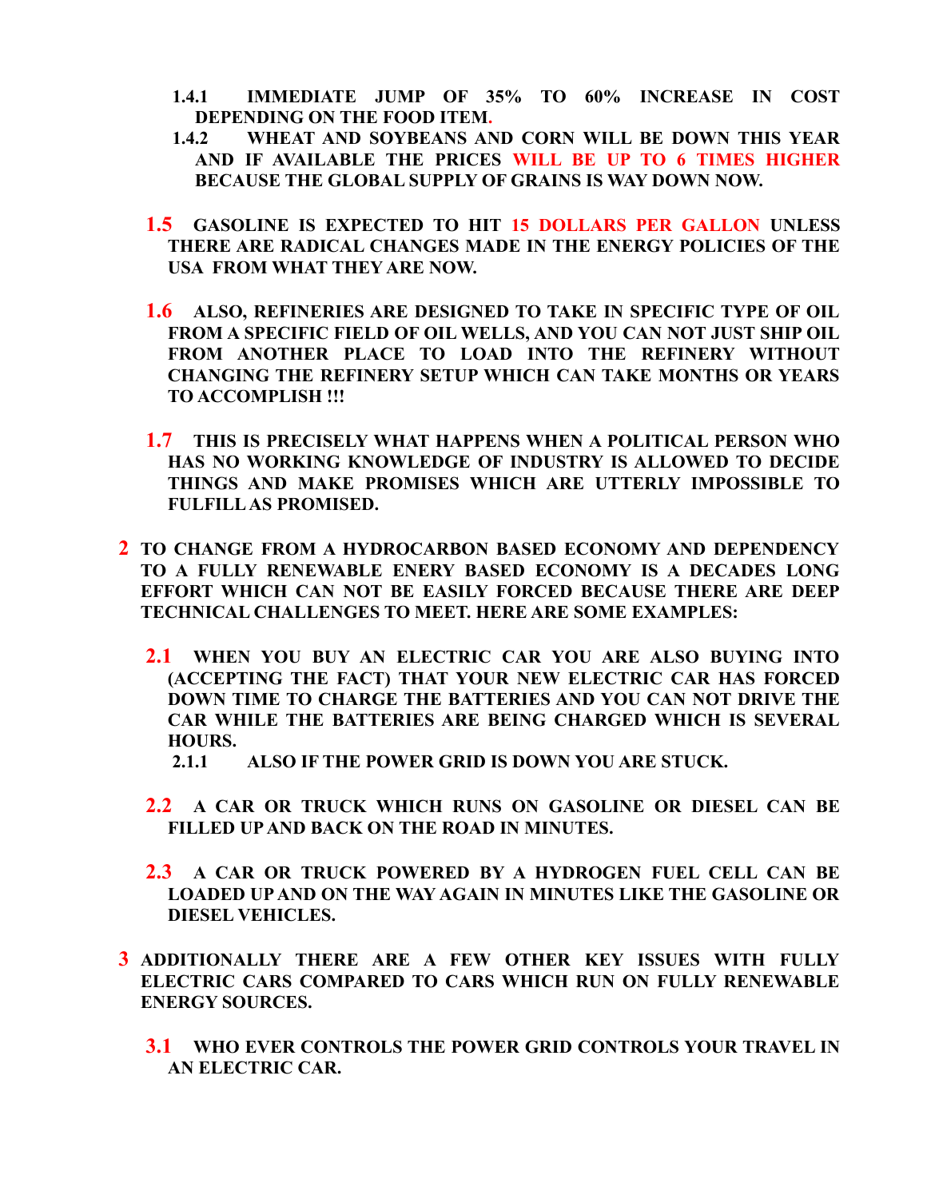- **1.4.1 IMMEDIATE JUMP OF 35% TO 60% INCREASE IN COST DEPENDING ON THE FOOD ITEM.**
- **1.4.2 WHEAT AND SOYBEANS AND CORN WILL BE DOWN THIS YEAR AND IF AVAILABLE THE PRICES WILL BE UP TO 6 TIMES HIGHER BECAUSE THE GLOBAL SUPPLY OF GRAINS IS WAY DOWN NOW.**

**1.5 GASOLINE IS EXPECTED TO HIT 15 DOLLARS PER GALLON UNLESS THERE ARE RADICAL CHANGES MADE IN THE ENERGY POLICIES OF THE USA FROM WHAT THEY ARE NOW.**

**1.6 ALSO, REFINERIES ARE DESIGNED TO TAKE IN SPECIFIC TYPE OF OIL FROM A SPECIFIC FIELD OF OIL WELLS, AND YOU CAN NOT JUST SHIP OIL FROM ANOTHER PLACE TO LOAD INTO THE REFINERY WITHOUT CHANGING THE REFINERY SETUP WHICH CAN TAKE MONTHS OR YEARS TO ACCOMPLISH !!!**

**1.7 THIS IS PRECISELY WHAT HAPPENS WHEN A POLITICAL PERSON WHO HAS NO WORKING KNOWLEDGE OF INDUSTRY IS ALLOWED TO DECIDE THINGS AND MAKE PROMISES WHICH ARE UTTERLY IMPOSSIBLE TO FULFILL AS PROMISED.**

**2 TO CHANGE FROM A HYDROCARBON BASED ECONOMY AND DEPENDENCY TO A FULLY RENEWABLE ENERY BASED ECONOMY IS A DECADES LONG EFFORT WHICH CAN NOT BE EASILY FORCED BECAUSE THERE ARE DEEP TECHNICAL CHALLENGES TO MEET. HERE ARE SOME EXAMPLES:**

**2.1 WHEN YOU BUY AN ELECTRIC CAR YOU ARE ALSO BUYING INTO (ACCEPTING THE FACT) THAT YOUR NEW ELECTRIC CAR HAS FORCED DOWN TIME TO CHARGE THE BATTERIES AND YOU CAN NOT DRIVE THE CAR WHILE THE BATTERIES ARE BEING CHARGED WHICH IS SEVERAL HOURS.**

- **2.1.1 ALSO IF THE POWER GRID IS DOWN YOU ARE STUCK.**

**2.2 A CAR OR TRUCK WHICH RUNS ON GASOLINE OR DIESEL CAN BE FILLED UP AND BACK ON THE ROAD IN MINUTES.**

**2.3 A CAR OR TRUCK POWERED BY A HYDROGEN FUEL CELL CAN BE LOADED UP AND ON THE WAY AGAIN IN MINUTES LIKE THE GASOLINE OR DIESEL VEHICLES.**

**3 ADDITIONALLY THERE ARE A FEW OTHER KEY ISSUES WITH FULLY ELECTRIC CARS COMPARED TO CARS WHICH RUN ON FULLY RENEWABLE ENERGY SOURCES.**

**3.1 WHO EVER CONTROLS THE POWER GRID CONTROLS YOUR TRAVEL IN AN ELECTRIC CAR.**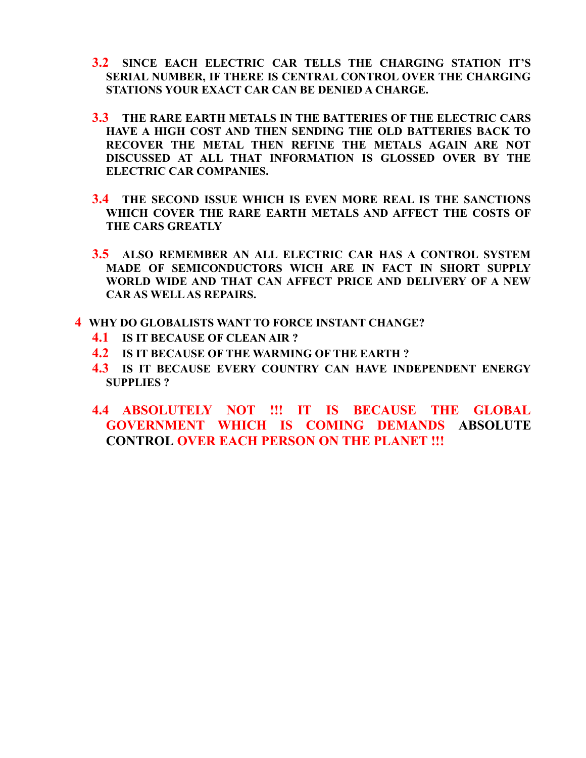**3.2 SINCE EACH ELECTRIC CAR TELLS THE CHARGING STATION IT'S SERIAL NUMBER, IF THERE IS CENTRAL CONTROL OVER THE CHARGING STATIONS YOUR EXACT CAR CAN BE DENIED A CHARGE.**

**3.3 THE RARE EARTH METALS IN THE BATTERIES OF THE ELECTRIC CARS HAVE A HIGH COST AND THEN SENDING THE OLD BATTERIES BACK TO RECOVER THE METAL THEN REFINE THE METALS AGAIN ARE NOT DISCUSSED AT ALL THAT INFORMATION IS GLOSSED OVER BY THE ELECTRIC CAR COMPANIES.**

**3.4 THE SECOND ISSUE WHICH IS EVEN MORE REAL IS THE SANCTIONS WHICH COVER THE RARE EARTH METALS AND AFFECT THE COSTS OF THE CARS GREATLY**

**3.5 ALSO REMEMBER AN ALL ELECTRIC CAR HAS A CONTROL SYSTEM MADE OF SEMICONDUCTORS WICH ARE IN FACT IN SHORT SUPPLY WORLD WIDE AND THAT CAN AFFECT PRICE AND DELIVERY OF A NEW CAR AS WELL AS REPAIRS.**

**4 WHY DO GLOBALISTS WANT TO FORCE INSTANT CHANGE?**

**4.1 IS IT BECAUSE OF CLEAN AIR ?**

**4.2 IS IT BECAUSE OF THE WARMING OF THE EARTH ?**

**4.3 IS IT BECAUSE EVERY COUNTRY CAN HAVE INDEPENDENT ENERGY SUPPLIES ?**

**4.4 ABSOLUTELY NOT !!! IT IS BECAUSE THE GLOBAL GOVERNMENT WHICH IS COMING DEMANDS ABSOLUTE CONTROL OVER EACH PERSON ON THE PLANET !!!**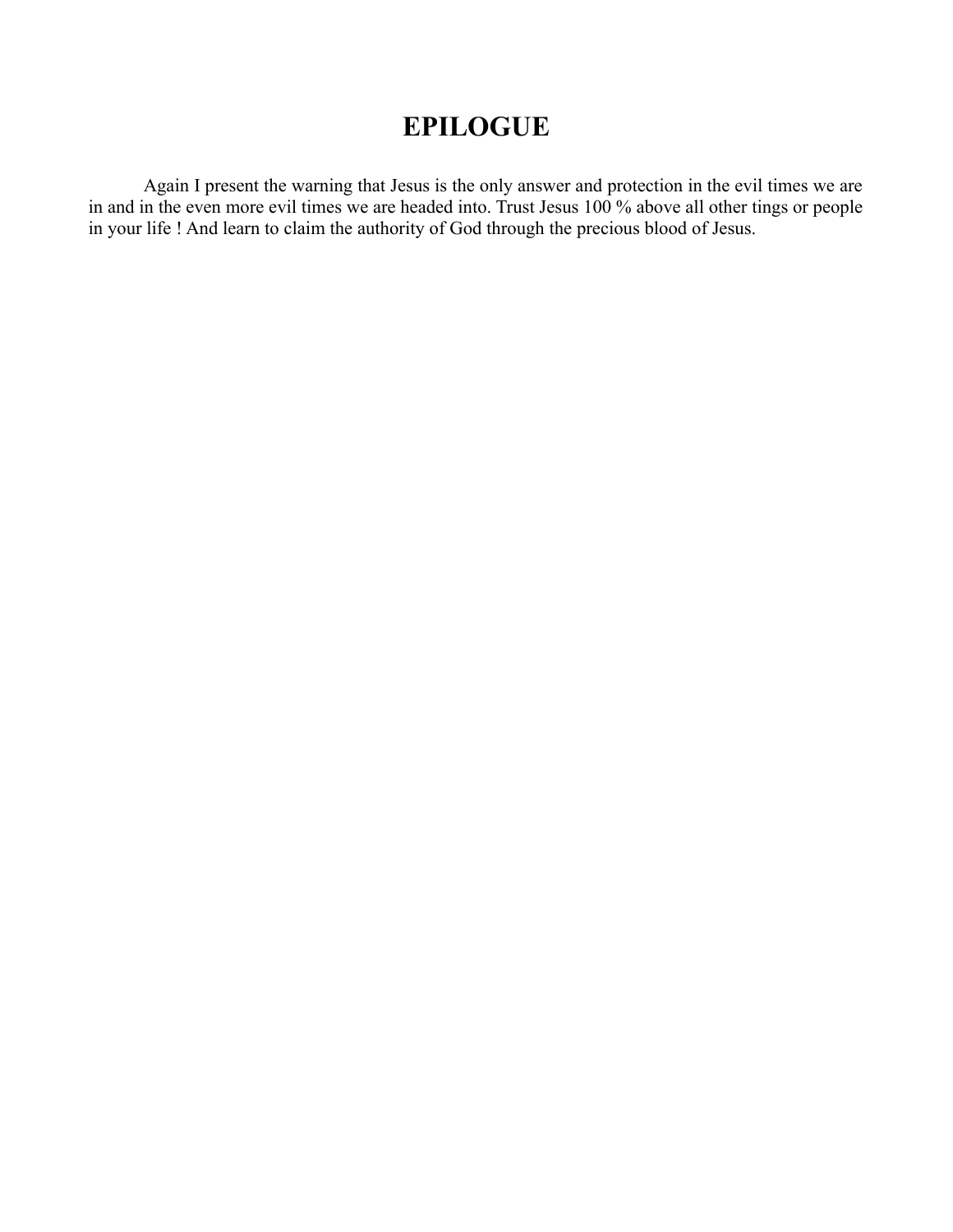# EPILOGUE

Again I present the warning that Jesus is the only answer and protection in the evil times we are in and in the even more evil times we are headed into. Trust Jesus 100 % above all other tings or people in your life ! And learn to claim the authority of God through the precious blood of Jesus.